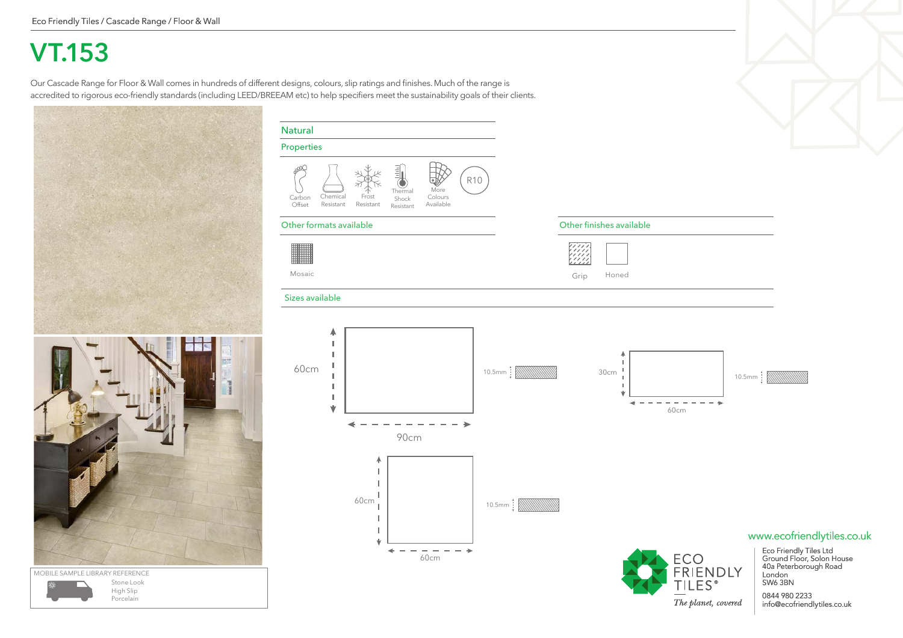Eco Friendly Tiles / Cascade Range / Floor & Wall

# VT.153

Our Cascade Range for Floor & Wall comes in hundreds of different designs, colours, slip ratings and finishes. Much of the range is accredited to rigorous eco-friendly standards (including LEED/BREEAM etc) to help specifiers meet the sustainability goals of their clients.

## Natural

### Properties

Carbon Offset · Chemical Resistant · Frost Resistant · Thermal Shock Resistant · More Colours Available · R10

### Other formats available

Mosaic

### Other finishes available

Grip · Honed

### Sizes available

- 60cm × 90cm — 10.5mm
- 30cm × 60cm — 10.5mm
- 60cm × 60cm — 10.5mm

MOBILE SAMPLE LIBRARY REFERENCE

Stone Look
High Slip
Porcelain

ECO FRIENDLY TILES®

*The planet, covered*

www.ecofriendlytiles.co.uk

Eco Friendly Tiles Ltd
Ground Floor, Solon House
40a Peterborough Road
London
SW6 3BN

0844 980 2233
info@ecofriendlytiles.co.uk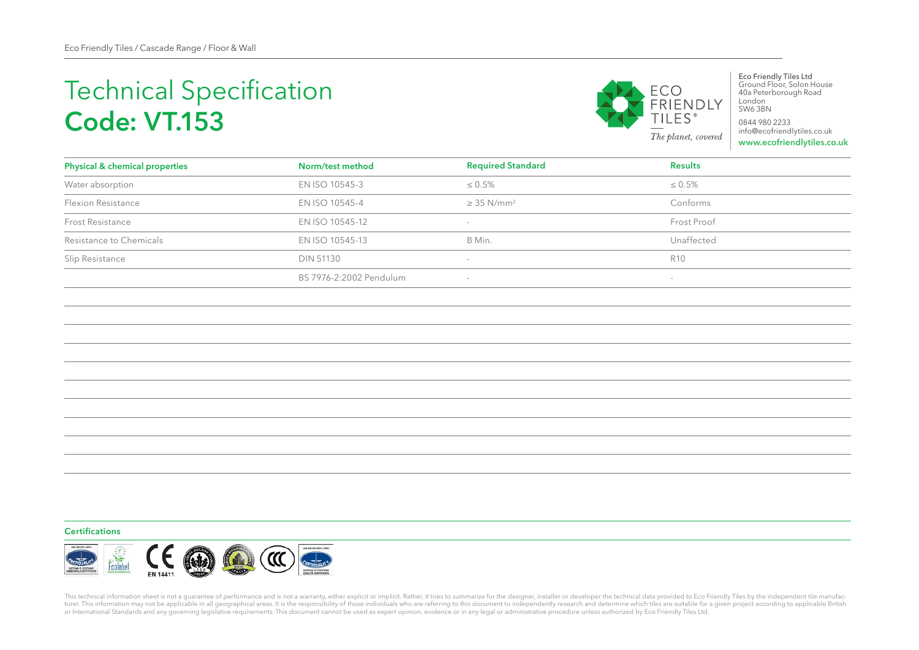Eco Friendly Tiles / Cascade Range / Floor & Wall

# Technical Specification
## Code: VT.153

ECO FRIENDLY TILES®
*The planet, covered*

Eco Friendly Tiles Ltd
Ground Floor, Solon House
40a Peterborough Road
London
SW6 3BN

0844 980 2233
info@ecofriendlytiles.co.uk
www.ecofriendlytiles.co.uk

| Physical & chemical properties | Norm/test method | Required Standard | Results |
|---|---|---|---|
| Water absorption | EN ISO 10545-3 | ≤ 0.5% | ≤ 0.5% |
| Flexion Resistance | EN ISO 10545-4 | ≥ 35 N/mm² | Conforms |
| Frost Resistance | EN ISO 10545-12 | - | Frost Proof |
| Resistance to Chemicals | EN ISO 10545-13 | B Min. | Unaffected |
| Slip Resistance | DIN 51130 | - | R10 |
| | BS 7976-2:2002 Pendulum | - | - |

**Certifications**

EN 14411

This technical information sheet is not a guarantee of performance and is not a warranty, either explicit or implicit. Rather, it tries to summarize for the designer, installer or developer the technical data provided to Eco Friendly Tiles by the independent tile manufacturer. This information may not be applicable in all geographical areas. It is the responsibility of those individuals who are referring to this document to independently research and determine which tiles are suitable for a given project according to applicable British or International Standards and any governing legislative requirements. This document cannot be used as expert opinion, evidence or in any legal or administrative procedure unless authorized by Eco Friendly Tiles Ltd.